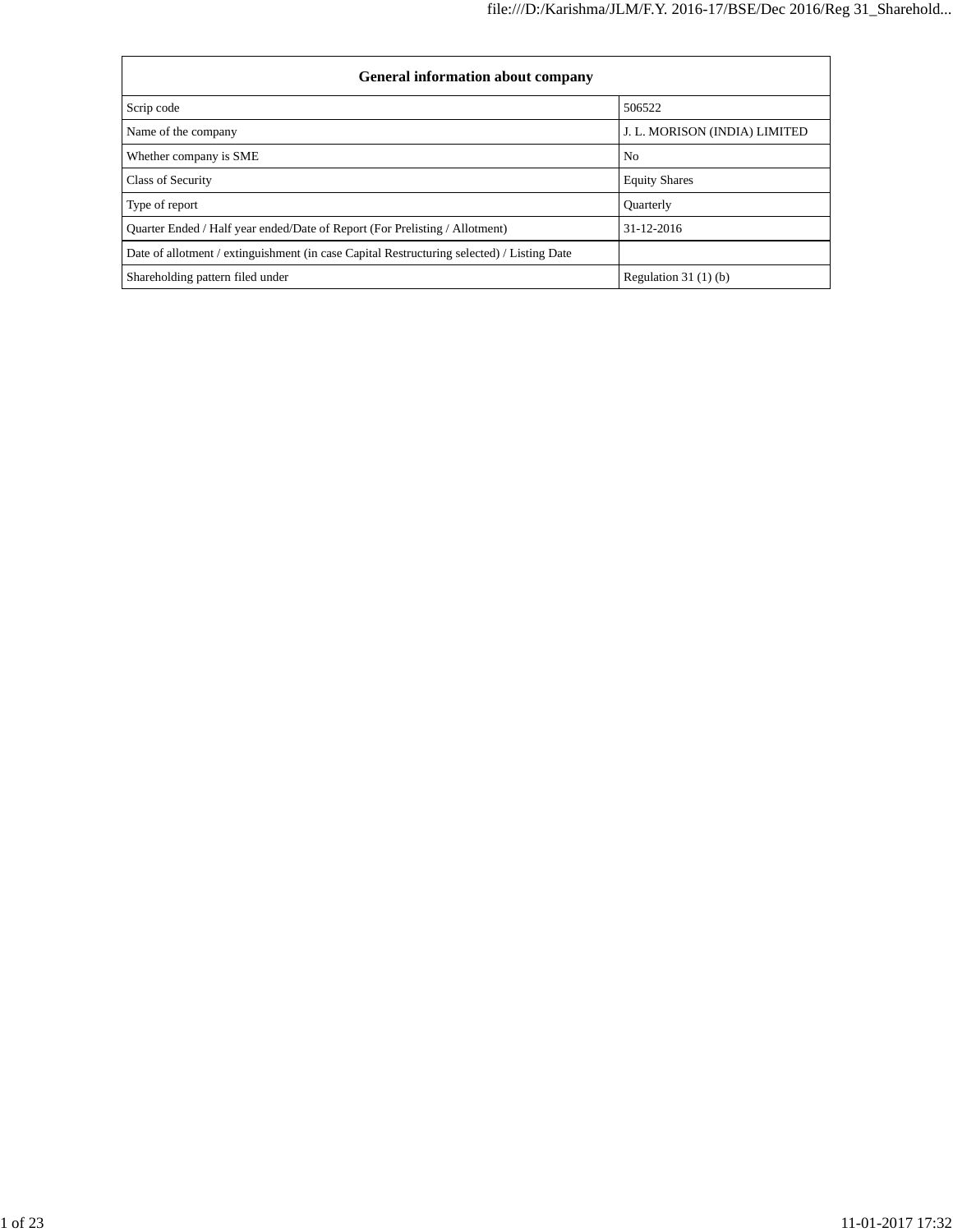| General information about company | |
|---|---|
| Scrip code | 506522 |
| Name of the company | J. L. MORISON (INDIA) LIMITED |
| Whether company is SME | No |
| Class of Security | Equity Shares |
| Type of report | Quarterly |
| Quarter Ended / Half year ended/Date of Report (For Prelisting / Allotment) | 31-12-2016 |
| Date of allotment / extinguishment (in case Capital Restructuring selected) / Listing Date | |
| Shareholding pattern filed under | Regulation 31 (1) (b) |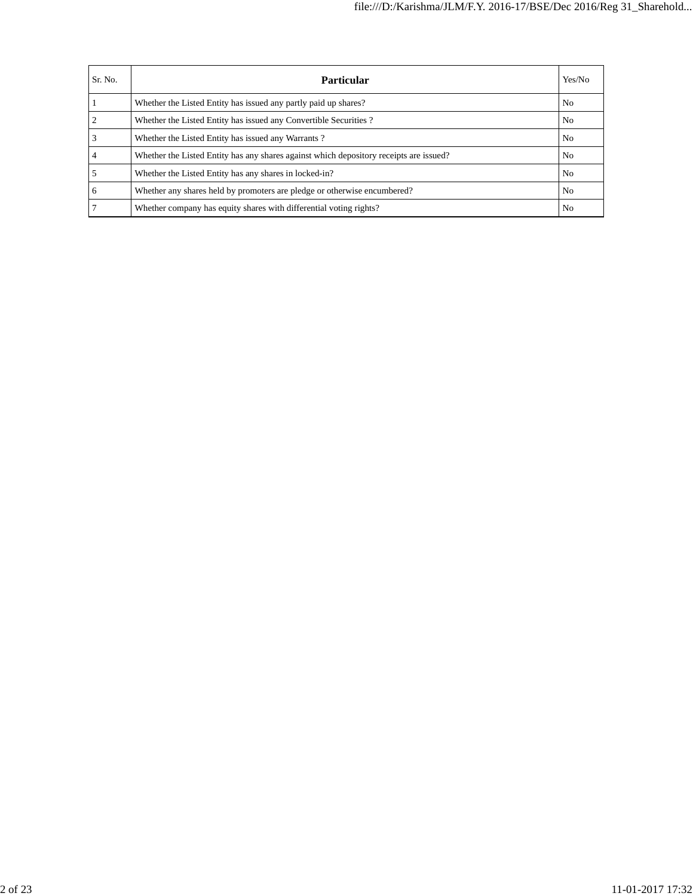| Sr. No. | Particular | Yes/No |
|---|---|---|
| 1 | Whether the Listed Entity has issued any partly paid up shares? | No |
| 2 | Whether the Listed Entity has issued any Convertible Securities ? | No |
| 3 | Whether the Listed Entity has issued any Warrants ? | No |
| 4 | Whether the Listed Entity has any shares against which depository receipts are issued? | No |
| 5 | Whether the Listed Entity has any shares in locked-in? | No |
| 6 | Whether any shares held by promoters are pledge or otherwise encumbered? | No |
| 7 | Whether company has equity shares with differential voting rights? | No |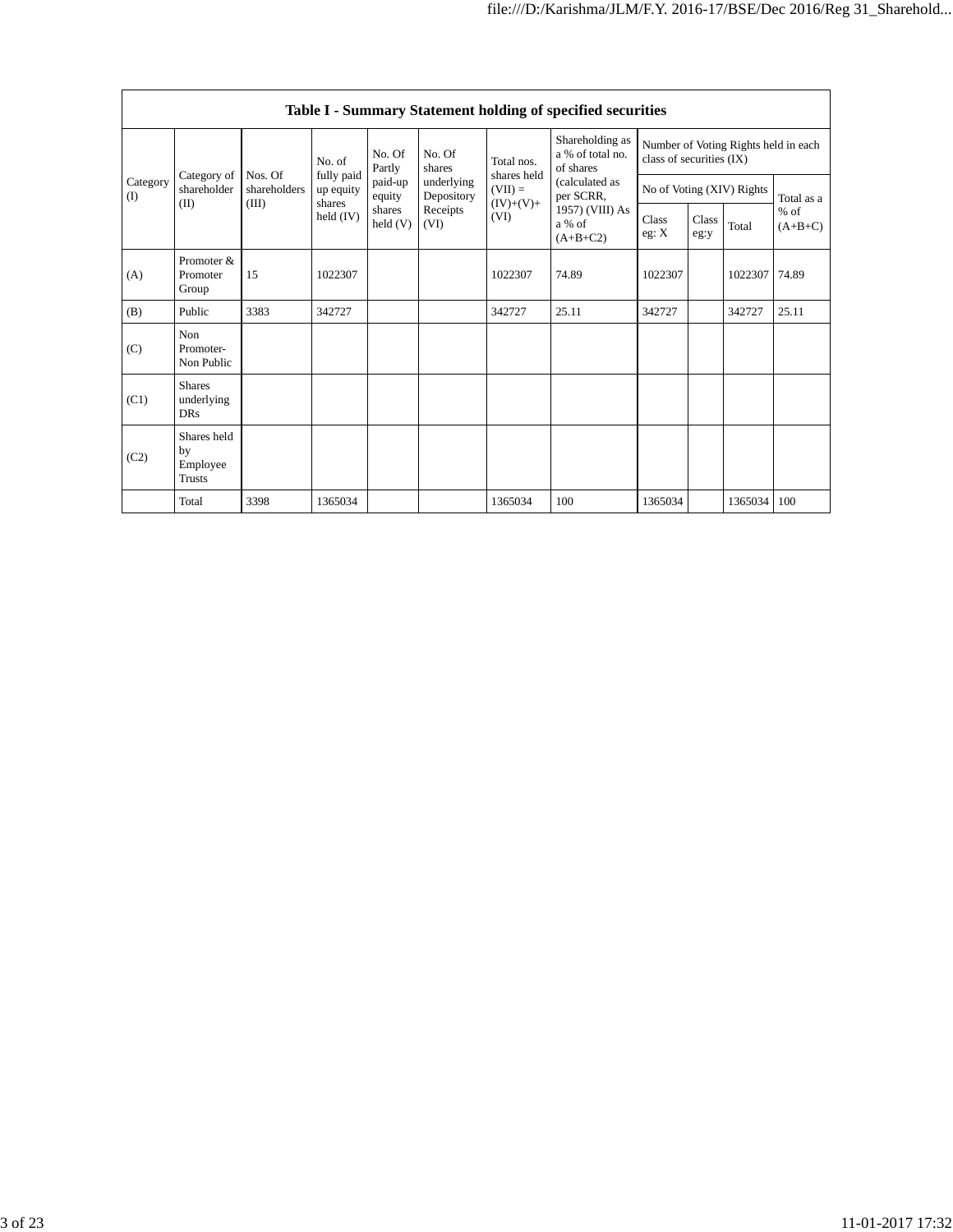| Table I - Summary Statement holding of specified securities | | | | | | | | | | | | |
|---|---|---|---|---|---|---|---|---|---|---|---|---|
| Category (I) | Category of shareholder (II) | Nos. Of shareholders (III) | No. of fully paid up equity shares held (IV) | No. Of Partly paid-up equity shares held (V) | No. Of shares underlying Depository Receipts (VI) | Total nos. shares held (VII) = (IV)+(V)+ (VI) | Shareholding as a % of total no. of shares (calculated as per SCRR, 1957) (VIII) As a % of (A+B+C2) | Number of Voting Rights held in each class of securities (IX) | | | |
| | | | | | | | | No of Voting (XIV) Rights | | | Total as a % of (A+B+C) |
| | | | | | | | | Class eg: X | Class eg:y | Total | |
| (A) | Promoter & Promoter Group | 15 | 1022307 | | | 1022307 | 74.89 | 1022307 | | 1022307 | 74.89 |
| (B) | Public | 3383 | 342727 | | | 342727 | 25.11 | 342727 | | 342727 | 25.11 |
| (C) | Non Promoter- Non Public | | | | | | | | | | |
| (C1) | Shares underlying DRs | | | | | | | | | | |
| (C2) | Shares held by Employee Trusts | | | | | | | | | | |
| | Total | 3398 | 1365034 | | | 1365034 | 100 | 1365034 | | 1365034 | 100 |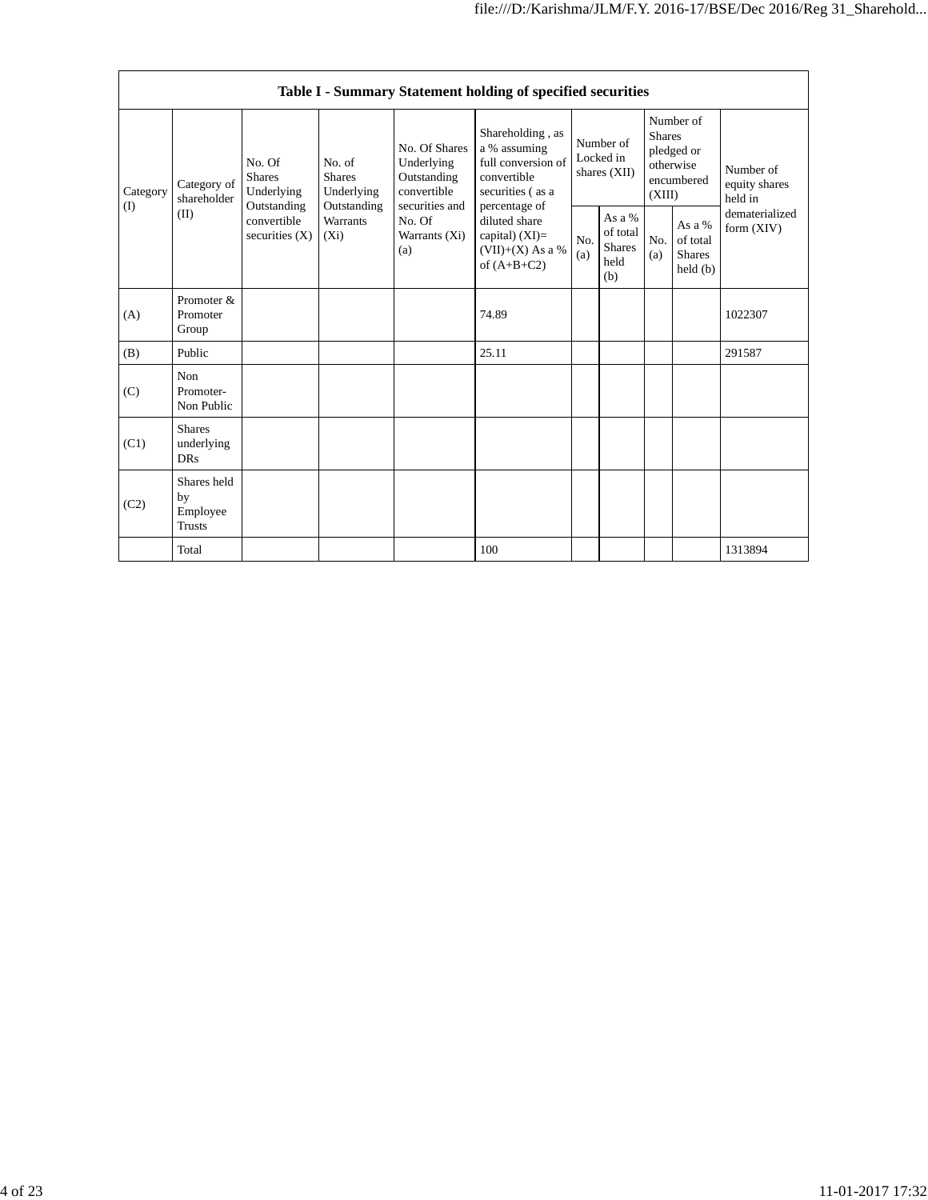| Table I - Summary Statement holding of specified securities | | | | | | | | | | |
|---|---|---|---|---|---|---|---|---|---|---|
| Category (I) | Category of shareholder (II) | No. Of Shares Underlying Outstanding convertible securities (X) | No. of Shares Underlying Outstanding Warrants (Xi) | No. Of Shares Underlying Outstanding convertible securities and No. Of Warrants (Xi) (a) | Shareholding , as a % assuming full conversion of convertible securities ( as a percentage of diluted share capital) (XI)= (VII)+(X) As a % of (A+B+C2) | Number of Locked in shares (XII) | | Number of Shares pledged or otherwise encumbered (XIII) | | Number of equity shares held in dematerialized form (XIV) |
| | | | | | | No. (a) | As a % of total Shares held (b) | No. (a) | As a % of total Shares held (b) | |
| (A) | Promoter & Promoter Group | | | | 74.89 | | | | | 1022307 |
| (B) | Public | | | | 25.11 | | | | | 291587 |
| (C) | Non Promoter- Non Public | | | | | | | | | |
| (C1) | Shares underlying DRs | | | | | | | | | |
| (C2) | Shares held by Employee Trusts | | | | | | | | | |
| | Total | | | | 100 | | | | | 1313894 |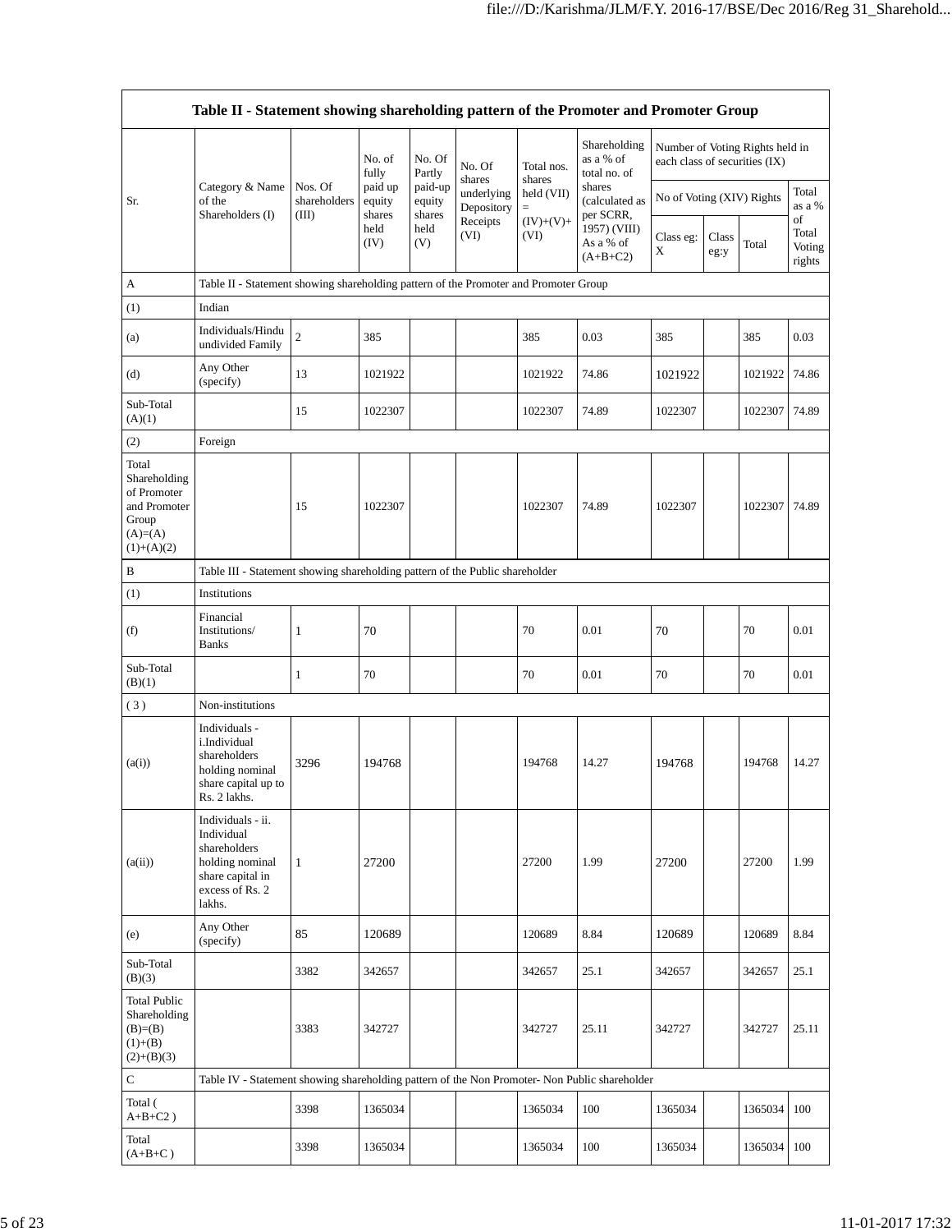| Table II - Statement showing shareholding pattern of the Promoter and Promoter Group | | | | | | | | | | | | |
|---|---|---|---|---|---|---|---|---|---|---|---|---|
| Sr. | Category & Name of the Shareholders (I) | Nos. Of shareholders (III) | No. of fully paid up equity shares held (IV) | No. Of Partly paid-up equity shares held (V) | No. Of shares underlying Depository Receipts (VI) | Total nos. shares held (VII) = (IV)+(V)+ (VI) | Shareholding as a % of total no. of shares (calculated as per SCRR, 1957) (VIII) As a % of (A+B+C2) | Number of Voting Rights held in each class of securities (IX) | | | |
| | | | | | | | | No of Voting (XIV) Rights | | | Total as a % of Total Voting rights |
| | | | | | | | | Class eg: X | Class eg:y | Total | |
| A | Table II - Statement showing shareholding pattern of the Promoter and Promoter Group | | | | | | | | | | |
| (1) | Indian | | | | | | | | | | |
| (a) | Individuals/Hindu undivided Family | 2 | 385 | | | 385 | 0.03 | 385 | | 385 | 0.03 |
| (d) | Any Other (specify) | 13 | 1021922 | | | 1021922 | 74.86 | 1021922 | | 1021922 | 74.86 |
| Sub-Total (A)(1) | | 15 | 1022307 | | | 1022307 | 74.89 | 1022307 | | 1022307 | 74.89 |
| (2) | Foreign | | | | | | | | | | |
| Total Shareholding of Promoter and Promoter Group (A)=(A)(1)+(A)(2) | | 15 | 1022307 | | | 1022307 | 74.89 | 1022307 | | 1022307 | 74.89 |
| B | Table III - Statement showing shareholding pattern of the Public shareholder | | | | | | | | | | |
| (1) | Institutions | | | | | | | | | | |
| (f) | Financial Institutions/ Banks | 1 | 70 | | | 70 | 0.01 | 70 | | 70 | 0.01 |
| Sub-Total (B)(1) | | 1 | 70 | | | 70 | 0.01 | 70 | | 70 | 0.01 |
| ( 3 ) | Non-institutions | | | | | | | | | | |
| (a(i)) | Individuals - i.Individual shareholders holding nominal share capital up to Rs. 2 lakhs. | 3296 | 194768 | | | 194768 | 14.27 | 194768 | | 194768 | 14.27 |
| (a(ii)) | Individuals - ii. Individual shareholders holding nominal share capital in excess of Rs. 2 lakhs. | 1 | 27200 | | | 27200 | 1.99 | 27200 | | 27200 | 1.99 |
| (e) | Any Other (specify) | 85 | 120689 | | | 120689 | 8.84 | 120689 | | 120689 | 8.84 |
| Sub-Total (B)(3) | | 3382 | 342657 | | | 342657 | 25.1 | 342657 | | 342657 | 25.1 |
| Total Public Shareholding (B)=(B)(1)+(B)(2)+(B)(3) | | 3383 | 342727 | | | 342727 | 25.11 | 342727 | | 342727 | 25.11 |
| C | Table IV - Statement showing shareholding pattern of the Non Promoter- Non Public shareholder | | | | | | | | | | |
| Total ( A+B+C2 ) | | 3398 | 1365034 | | | 1365034 | 100 | 1365034 | | 1365034 | 100 |
| Total (A+B+C ) | | 3398 | 1365034 | | | 1365034 | 100 | 1365034 | | 1365034 | 100 |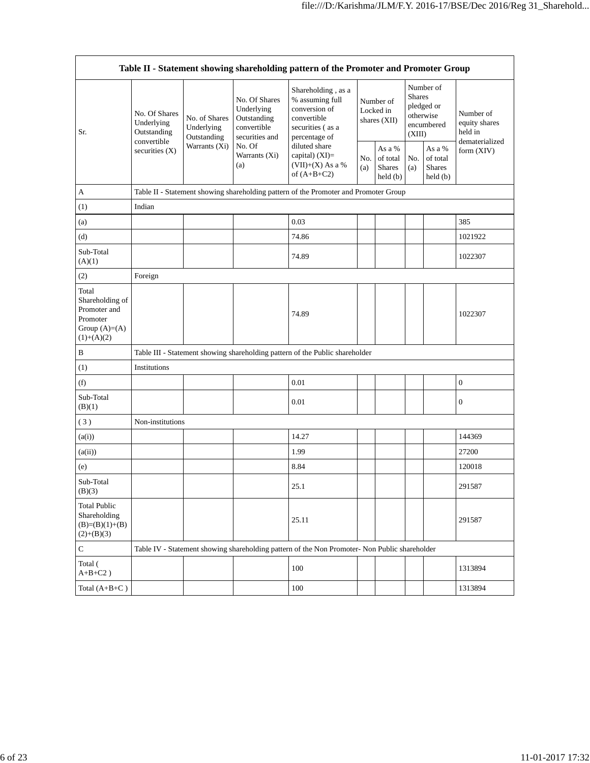| Table II - Statement showing shareholding pattern of the Promoter and Promoter Group | | | | | | | | | |
|---|---|---|---|---|---|---|---|---|---|
| Sr. | No. Of Shares Underlying Outstanding convertible securities (X) | No. of Shares Underlying Outstanding Warrants (Xi) | No. Of Shares Underlying Outstanding convertible securities and No. Of Warrants (Xi) (a) | Shareholding , as a % assuming full conversion of convertible securities ( as a percentage of diluted share capital) (XI)= (VII)+(X) As a % of (A+B+C2) | Number of Locked in shares (XII) | | Number of Shares pledged or otherwise encumbered (XIII) | | Number of equity shares held in dematerialized form (XIV) |
| | | | | | No. (a) | As a % of total Shares held (b) | No. (a) | As a % of total Shares held (b) | |
| A | Table II - Statement showing shareholding pattern of the Promoter and Promoter Group | | | | | | | | |
| (1) | Indian | | | | | | | | |
| (a) | | | | 0.03 | | | | | 385 |
| (d) | | | | 74.86 | | | | | 1021922 |
| Sub-Total (A)(1) | | | | 74.89 | | | | | 1022307 |
| (2) | Foreign | | | | | | | | |
| Total Shareholding of Promoter and Promoter Group (A)=(A)(1)+(A)(2) | | | | 74.89 | | | | | 1022307 |
| B | Table III - Statement showing shareholding pattern of the Public shareholder | | | | | | | | |
| (1) | Institutions | | | | | | | | |
| (f) | | | | 0.01 | | | | | 0 |
| Sub-Total (B)(1) | | | | 0.01 | | | | | 0 |
| ( 3 ) | Non-institutions | | | | | | | | |
| (a(i)) | | | | 14.27 | | | | | 144369 |
| (a(ii)) | | | | 1.99 | | | | | 27200 |
| (e) | | | | 8.84 | | | | | 120018 |
| Sub-Total (B)(3) | | | | 25.1 | | | | | 291587 |
| Total Public Shareholding (B)=(B)(1)+(B)(2)+(B)(3) | | | | 25.11 | | | | | 291587 |
| C | Table IV - Statement showing shareholding pattern of the Non Promoter- Non Public shareholder | | | | | | | | |
| Total ( A+B+C2 ) | | | | 100 | | | | | 1313894 |
| Total (A+B+C ) | | | | 100 | | | | | 1313894 |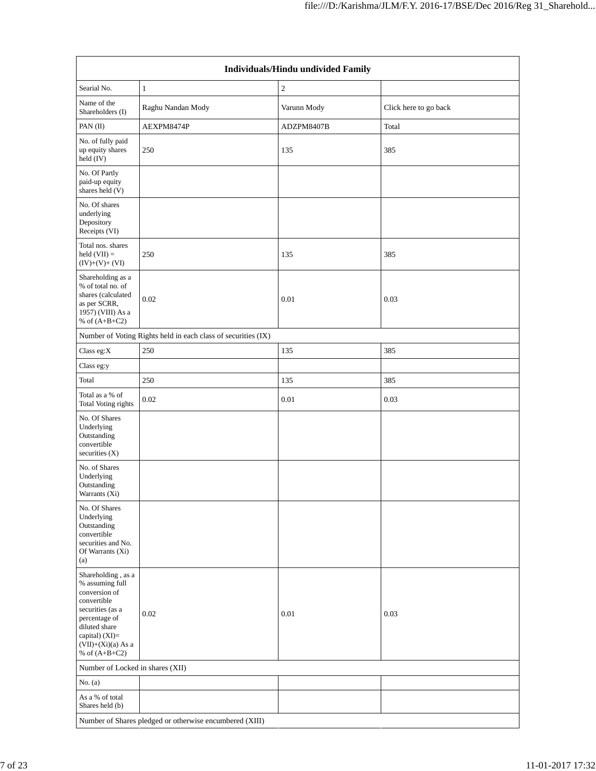| Individuals/Hindu undivided Family | | | |
|---|---|---|---|
| Searial No. | 1 | 2 | |
| Name of the Shareholders (I) | Raghu Nandan Mody | Varunn Mody | Click here to go back |
| PAN (II) | AEXPM8474P | ADZPM8407B | Total |
| No. of fully paid up equity shares held (IV) | 250 | 135 | 385 |
| No. Of Partly paid-up equity shares held (V) | | | |
| No. Of shares underlying Depository Receipts (VI) | | | |
| Total nos. shares held (VII) = (IV)+(V)+ (VI) | 250 | 135 | 385 |
| Shareholding as a % of total no. of shares (calculated as per SCRR, 1957) (VIII) As a % of (A+B+C2) | 0.02 | 0.01 | 0.03 |
| Number of Voting Rights held in each class of securities (IX) | | | |
| Class eg:X | 250 | 135 | 385 |
| Class eg:y | | | |
| Total | 250 | 135 | 385 |
| Total as a % of Total Voting rights | 0.02 | 0.01 | 0.03 |
| No. Of Shares Underlying Outstanding convertible securities (X) | | | |
| No. of Shares Underlying Outstanding Warrants (Xi) | | | |
| No. Of Shares Underlying Outstanding convertible securities and No. Of Warrants (Xi) (a) | | | |
| Shareholding , as a % assuming full conversion of convertible securities (as a percentage of diluted share capital) (XI)= (VII)+(Xi)(a) As a % of (A+B+C2) | 0.02 | 0.01 | 0.03 |
| Number of Locked in shares (XII) | | | |
| No. (a) | | | |
| As a % of total Shares held (b) | | | |
| Number of Shares pledged or otherwise encumbered (XIII) | | | |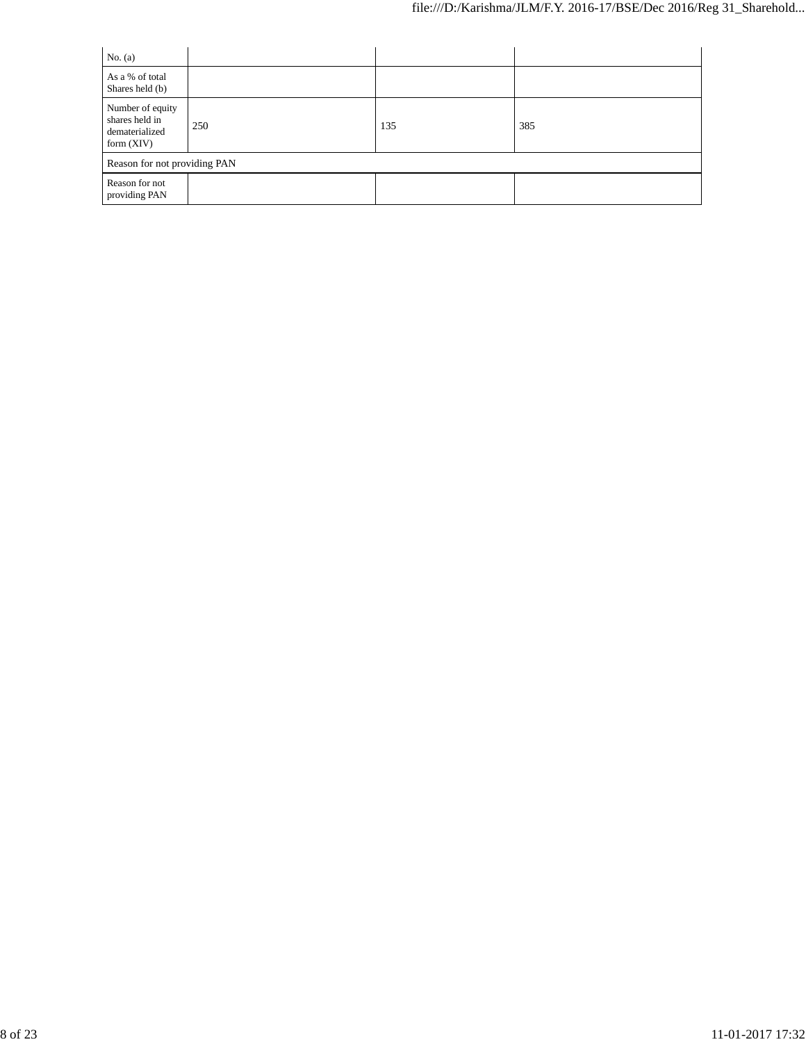| No. (a) | | | |
|---|---|---|---|
| As a % of total Shares held (b) | | | |
| Number of equity shares held in dematerialized form (XIV) | 250 | 135 | 385 |
| Reason for not providing PAN | | | |
| Reason for not providing PAN | | | |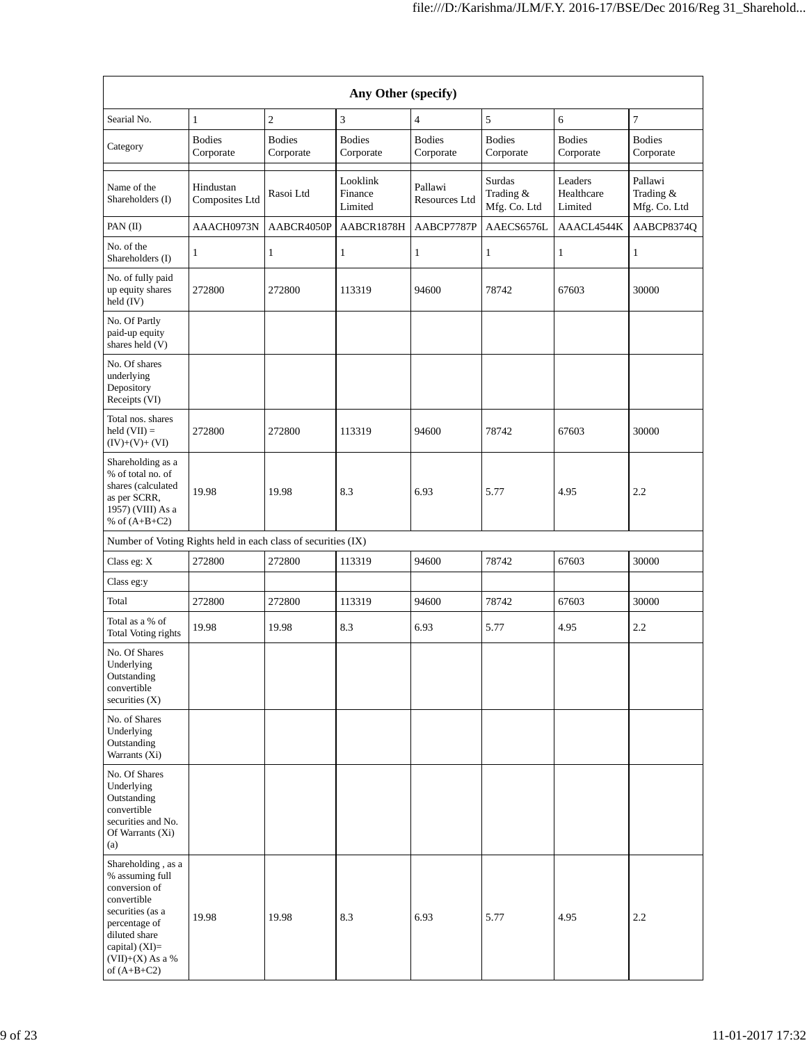| Any Other (specify) | | | | | | | |
|---|---|---|---|---|---|---|---|
| Searial No. | 1 | 2 | 3 | 4 | 5 | 6 | 7 |
| Category | Bodies Corporate | Bodies Corporate | Bodies Corporate | Bodies Corporate | Bodies Corporate | Bodies Corporate | Bodies Corporate |
| | | | | | | | |
| Name of the Shareholders (I) | Hindustan Composites Ltd | Rasoi Ltd | Looklink Finance Limited | Pallawi Resources Ltd | Surdas Trading & Mfg. Co. Ltd | Leaders Healthcare Limited | Pallawi Trading & Mfg. Co. Ltd |
| PAN (II) | AAACH0973N | AABCR4050P | AABCR1878H | AABCP7787P | AAECS6576L | AAACL4544K | AABCP8374Q |
| No. of the Shareholders (I) | 1 | 1 | 1 | 1 | 1 | 1 | 1 |
| No. of fully paid up equity shares held (IV) | 272800 | 272800 | 113319 | 94600 | 78742 | 67603 | 30000 |
| No. Of Partly paid-up equity shares held (V) | | | | | | | |
| No. Of shares underlying Depository Receipts (VI) | | | | | | | |
| Total nos. shares held (VII) = (IV)+(V)+ (VI) | 272800 | 272800 | 113319 | 94600 | 78742 | 67603 | 30000 |
| Shareholding as a % of total no. of shares (calculated as per SCRR, 1957) (VIII) As a % of (A+B+C2) | 19.98 | 19.98 | 8.3 | 6.93 | 5.77 | 4.95 | 2.2 |
| Number of Voting Rights held in each class of securities (IX) | | | | | | | |
| Class eg: X | 272800 | 272800 | 113319 | 94600 | 78742 | 67603 | 30000 |
| Class eg:y | | | | | | | |
| Total | 272800 | 272800 | 113319 | 94600 | 78742 | 67603 | 30000 |
| Total as a % of Total Voting rights | 19.98 | 19.98 | 8.3 | 6.93 | 5.77 | 4.95 | 2.2 |
| No. Of Shares Underlying Outstanding convertible securities (X) | | | | | | | |
| No. of Shares Underlying Outstanding Warrants (Xi) | | | | | | | |
| No. Of Shares Underlying Outstanding convertible securities and No. Of Warrants (Xi) (a) | | | | | | | |
| Shareholding , as a % assuming full conversion of convertible securities (as a percentage of diluted share capital) (XI)= (VII)+(X) As a % of (A+B+C2) | 19.98 | 19.98 | 8.3 | 6.93 | 5.77 | 4.95 | 2.2 |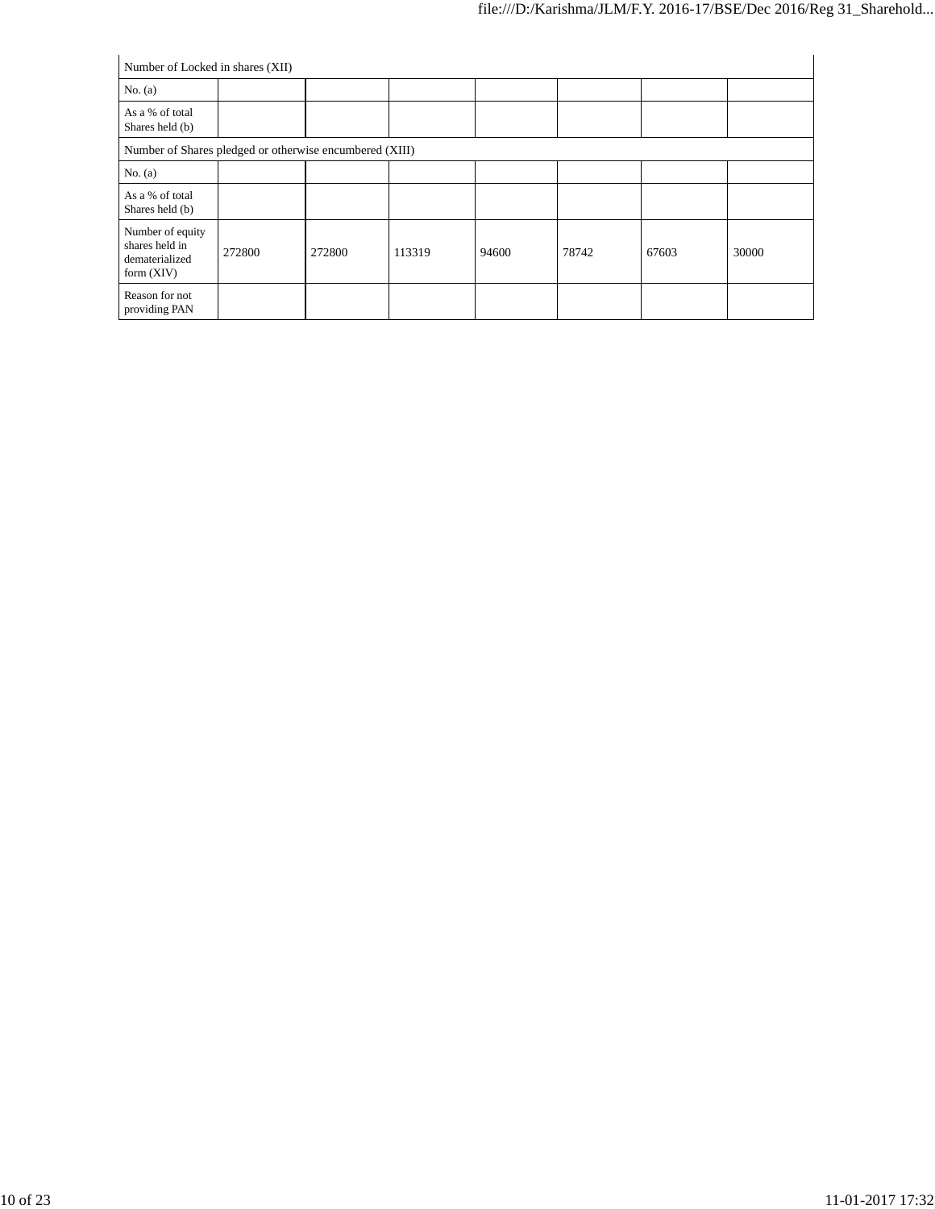| Number of Locked in shares (XII) | | | | | | | |
|---|---|---|---|---|---|---|---|
| No. (a) | | | | | | | |
| As a % of total Shares held (b) | | | | | | | |
| Number of Shares pledged or otherwise encumbered (XIII) | | | | | | | |
| No. (a) | | | | | | | |
| As a % of total Shares held (b) | | | | | | | |
| Number of equity shares held in dematerialized form (XIV) | 272800 | 272800 | 113319 | 94600 | 78742 | 67603 | 30000 |
| Reason for not providing PAN | | | | | | | |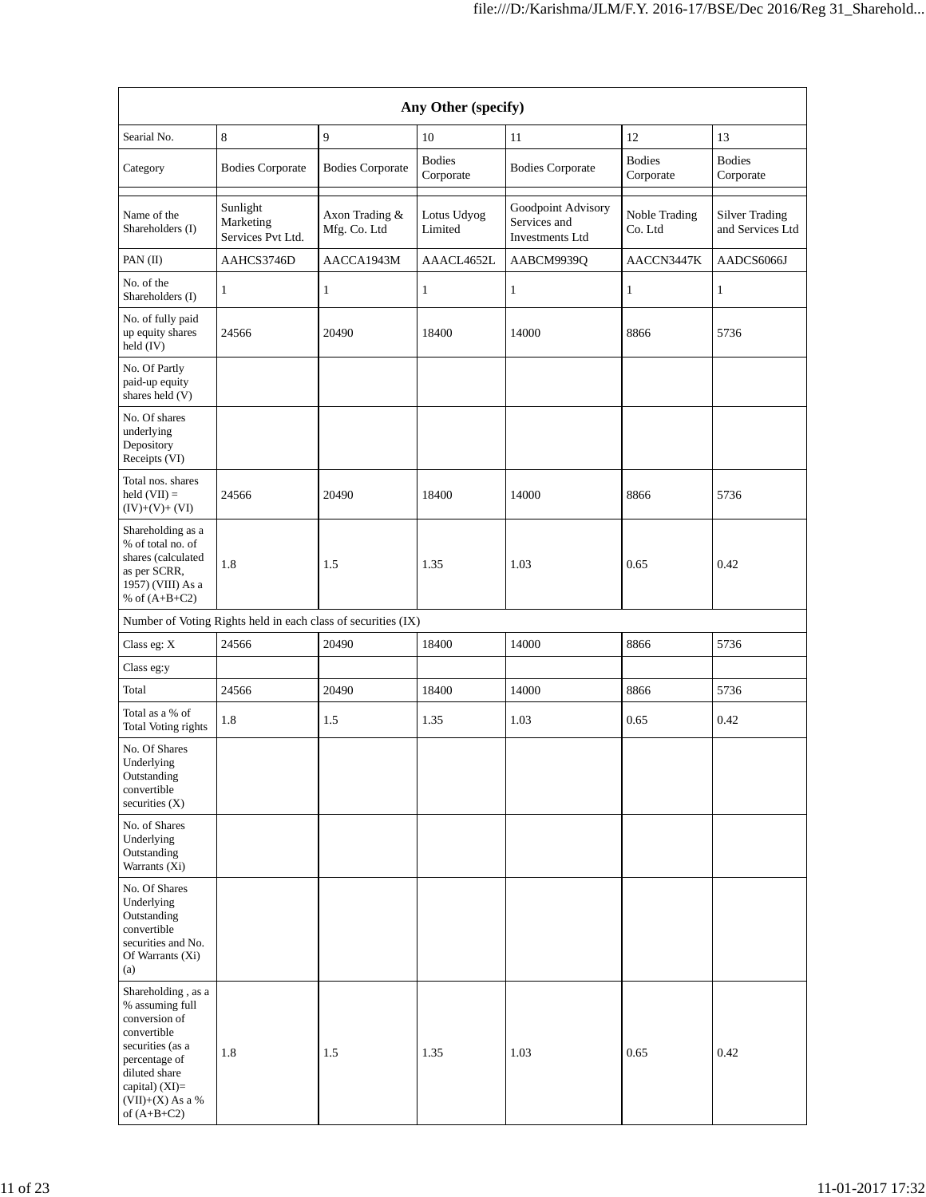| Any Other (specify) | | | | | | |
|---|---|---|---|---|---|---|
| Searial No. | 8 | 9 | 10 | 11 | 12 | 13 |
| Category | Bodies Corporate | Bodies Corporate | Bodies Corporate | Bodies Corporate | Bodies Corporate | Bodies Corporate |
| | | | | | | |
| Name of the Shareholders (I) | Sunlight Marketing Services Pvt Ltd. | Axon Trading & Mfg. Co. Ltd | Lotus Udyog Limited | Goodpoint Advisory Services and Investments Ltd | Noble Trading Co. Ltd | Silver Trading and Services Ltd |
| PAN (II) | AAHCS3746D | AACCA1943M | AAACL4652L | AABCM9939Q | AACCN3447K | AADCS6066J |
| No. of the Shareholders (I) | 1 | 1 | 1 | 1 | 1 | 1 |
| No. of fully paid up equity shares held (IV) | 24566 | 20490 | 18400 | 14000 | 8866 | 5736 |
| No. Of Partly paid-up equity shares held (V) | | | | | | |
| No. Of shares underlying Depository Receipts (VI) | | | | | | |
| Total nos. shares held (VII) = (IV)+(V)+ (VI) | 24566 | 20490 | 18400 | 14000 | 8866 | 5736 |
| Shareholding as a % of total no. of shares (calculated as per SCRR, 1957) (VIII) As a % of (A+B+C2) | 1.8 | 1.5 | 1.35 | 1.03 | 0.65 | 0.42 |
| Number of Voting Rights held in each class of securities (IX) | | | | | | |
| Class eg: X | 24566 | 20490 | 18400 | 14000 | 8866 | 5736 |
| Class eg:y | | | | | | |
| Total | 24566 | 20490 | 18400 | 14000 | 8866 | 5736 |
| Total as a % of Total Voting rights | 1.8 | 1.5 | 1.35 | 1.03 | 0.65 | 0.42 |
| No. Of Shares Underlying Outstanding convertible securities (X) | | | | | | |
| No. of Shares Underlying Outstanding Warrants (Xi) | | | | | | |
| No. Of Shares Underlying Outstanding convertible securities and No. Of Warrants (Xi) (a) | | | | | | |
| Shareholding , as a % assuming full conversion of convertible securities (as a percentage of diluted share capital) (XI)= (VII)+(X) As a % of (A+B+C2) | 1.8 | 1.5 | 1.35 | 1.03 | 0.65 | 0.42 |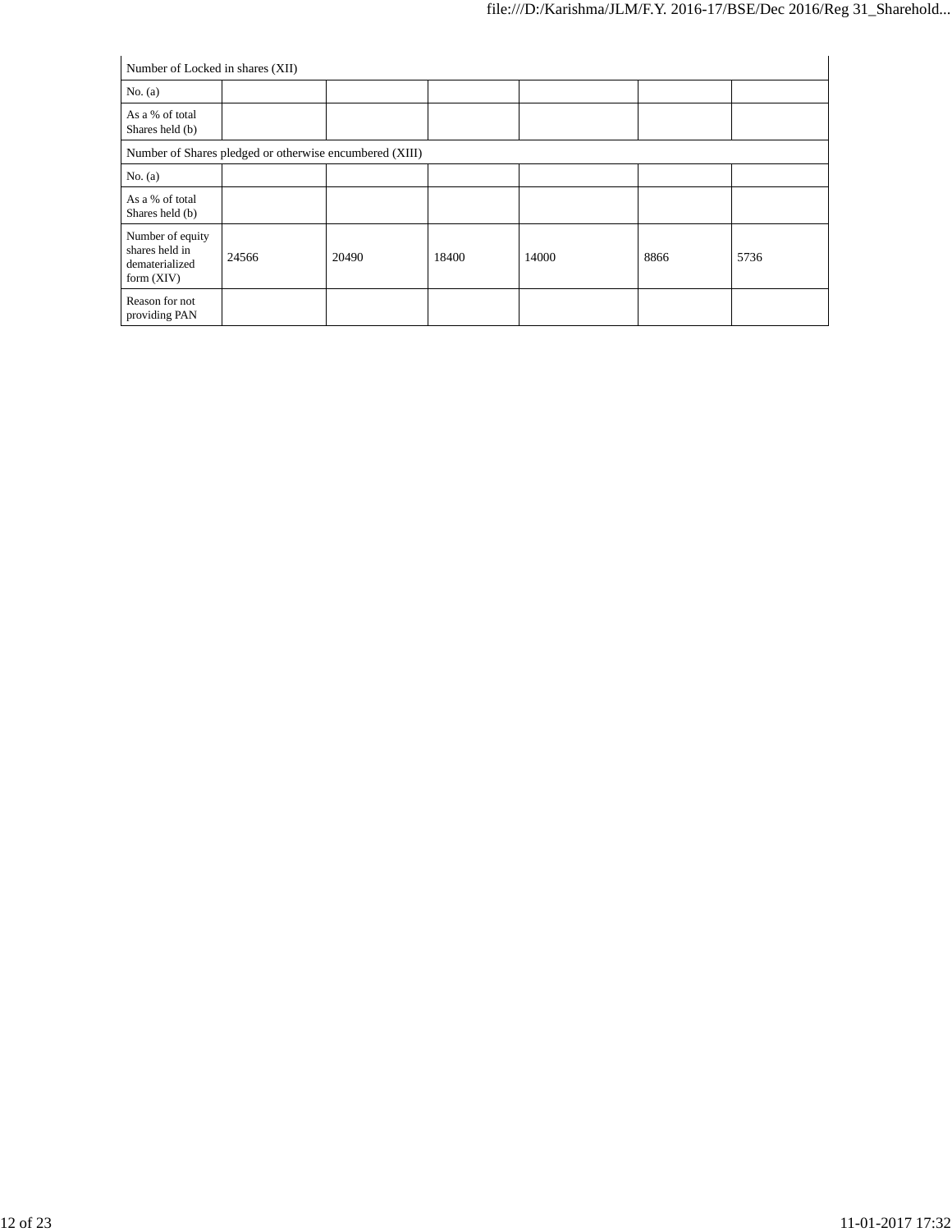| Number of Locked in shares (XII) | | | | | | |
|---|---|---|---|---|---|---|
| No. (a) | | | | | | |
| As a % of total Shares held (b) | | | | | | |
| Number of Shares pledged or otherwise encumbered (XIII) | | | | | | |
| No. (a) | | | | | | |
| As a % of total Shares held (b) | | | | | | |
| Number of equity shares held in dematerialized form (XIV) | 24566 | 20490 | 18400 | 14000 | 8866 | 5736 |
| Reason for not providing PAN | | | | | | |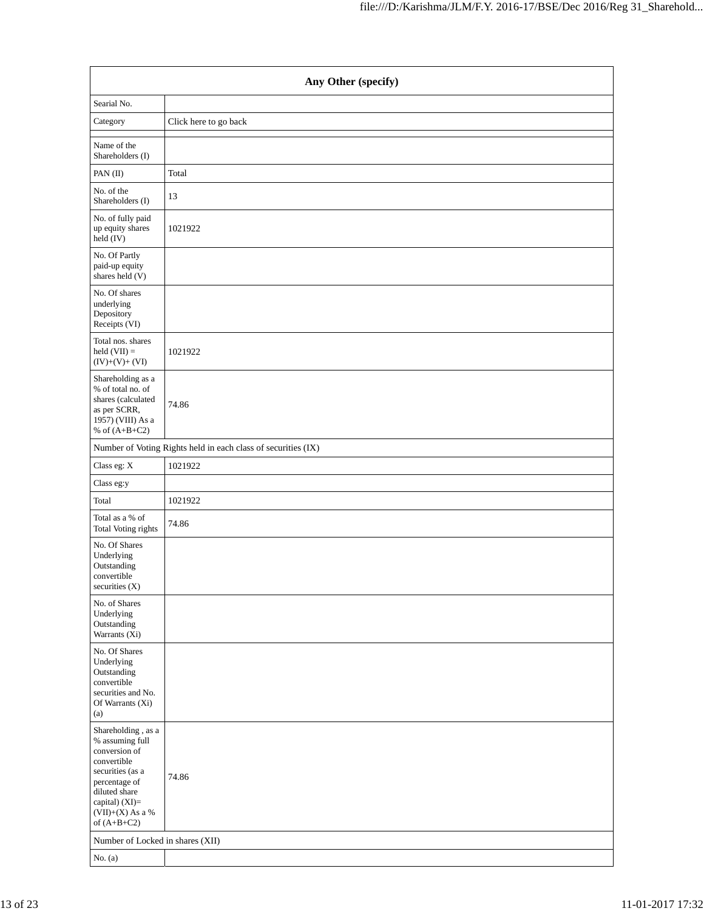| Any Other (specify) | |
|---|---|
| Searial No. | |
| Category | Click here to go back |
| | |
| Name of the Shareholders (I) | |
| PAN (II) | Total |
| No. of the Shareholders (I) | 13 |
| No. of fully paid up equity shares held (IV) | 1021922 |
| No. Of Partly paid-up equity shares held (V) | |
| No. Of shares underlying Depository Receipts (VI) | |
| Total nos. shares held (VII) = (IV)+(V)+ (VI) | 1021922 |
| Shareholding as a % of total no. of shares (calculated as per SCRR, 1957) (VIII) As a % of (A+B+C2) | 74.86 |
| Number of Voting Rights held in each class of securities (IX) | |
| Class eg: X | 1021922 |
| Class eg:y | |
| Total | 1021922 |
| Total as a % of Total Voting rights | 74.86 |
| No. Of Shares Underlying Outstanding convertible securities (X) | |
| No. of Shares Underlying Outstanding Warrants (Xi) | |
| No. Of Shares Underlying Outstanding convertible securities and No. Of Warrants (Xi) (a) | |
| Shareholding , as a % assuming full conversion of convertible securities (as a percentage of diluted share capital) (XI)= (VII)+(X) As a % of (A+B+C2) | 74.86 |
| Number of Locked in shares (XII) | |
| No. (a) | |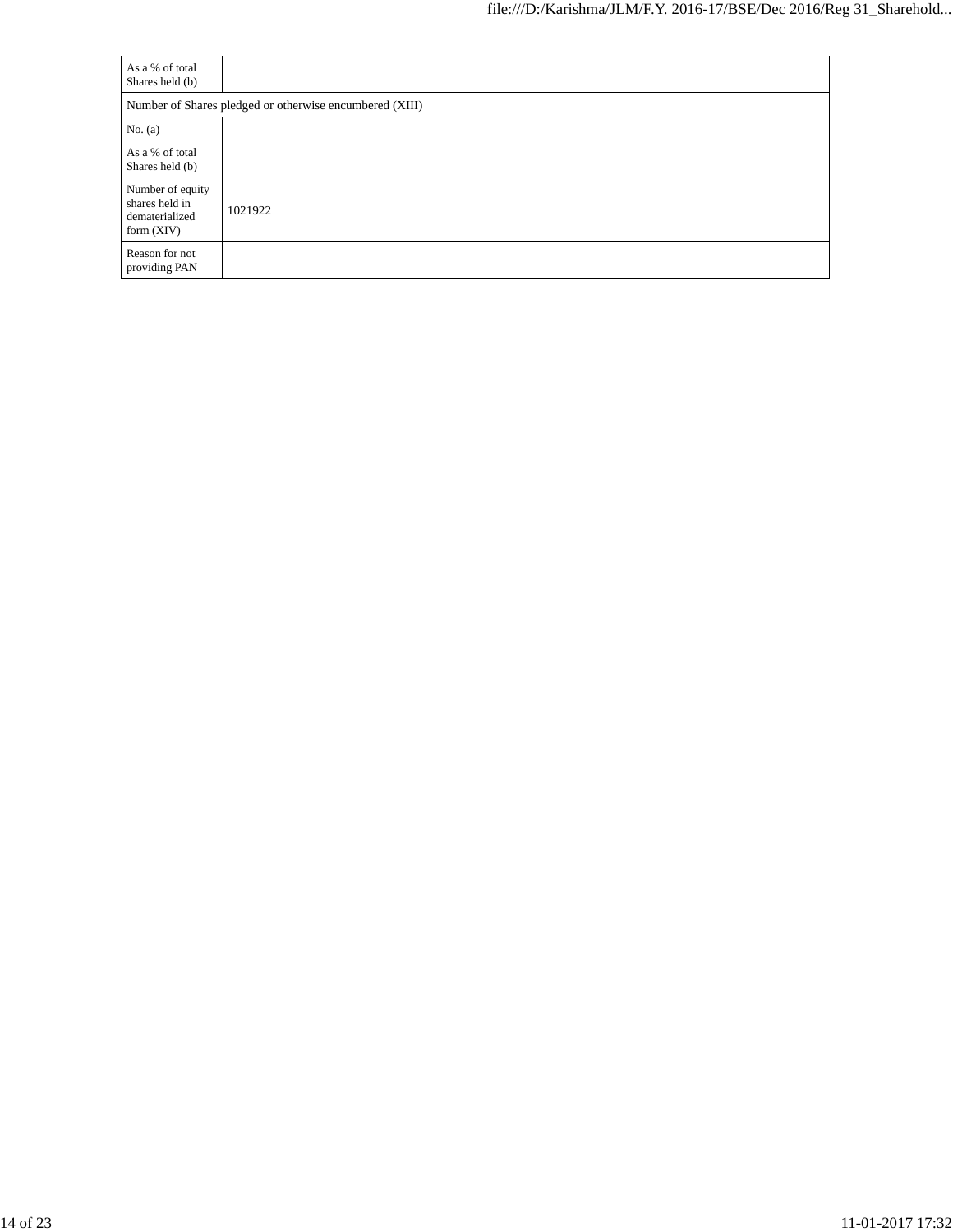| | |
|---|---|
| As a % of total Shares held (b) | |
| Number of Shares pledged or otherwise encumbered (XIII) | |
| No. (a) | |
| As a % of total Shares held (b) | |
| Number of equity shares held in dematerialized form (XIV) | 1021922 |
| Reason for not providing PAN | |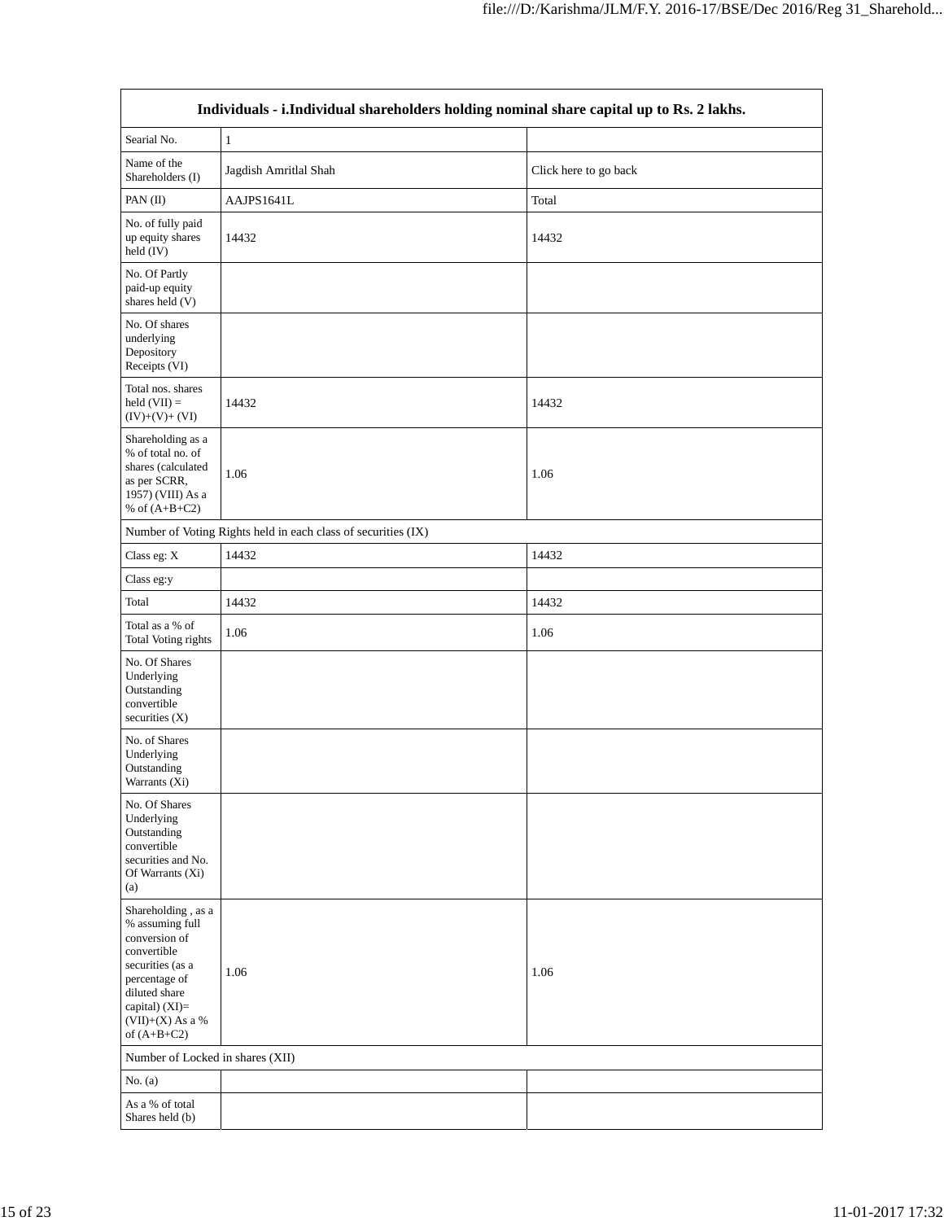| Individuals - i.Individual shareholders holding nominal share capital up to Rs. 2 lakhs. | | |
|---|---|---|
| Searial No. | 1 | |
| Name of the Shareholders (I) | Jagdish Amritlal Shah | Click here to go back |
| PAN (II) | AAJPS1641L | Total |
| No. of fully paid up equity shares held (IV) | 14432 | 14432 |
| No. Of Partly paid-up equity shares held (V) | | |
| No. Of shares underlying Depository Receipts (VI) | | |
| Total nos. shares held (VII) = (IV)+(V)+ (VI) | 14432 | 14432 |
| Shareholding as a % of total no. of shares (calculated as per SCRR, 1957) (VIII) As a % of (A+B+C2) | 1.06 | 1.06 |
| Number of Voting Rights held in each class of securities (IX) | | |
| Class eg: X | 14432 | 14432 |
| Class eg:y | | |
| Total | 14432 | 14432 |
| Total as a % of Total Voting rights | 1.06 | 1.06 |
| No. Of Shares Underlying Outstanding convertible securities (X) | | |
| No. of Shares Underlying Outstanding Warrants (Xi) | | |
| No. Of Shares Underlying Outstanding convertible securities and No. Of Warrants (Xi) (a) | | |
| Shareholding , as a % assuming full conversion of convertible securities (as a percentage of diluted share capital) (XI)= (VII)+(X) As a % of (A+B+C2) | 1.06 | 1.06 |
| Number of Locked in shares (XII) | | |
| No. (a) | | |
| As a % of total Shares held (b) | | |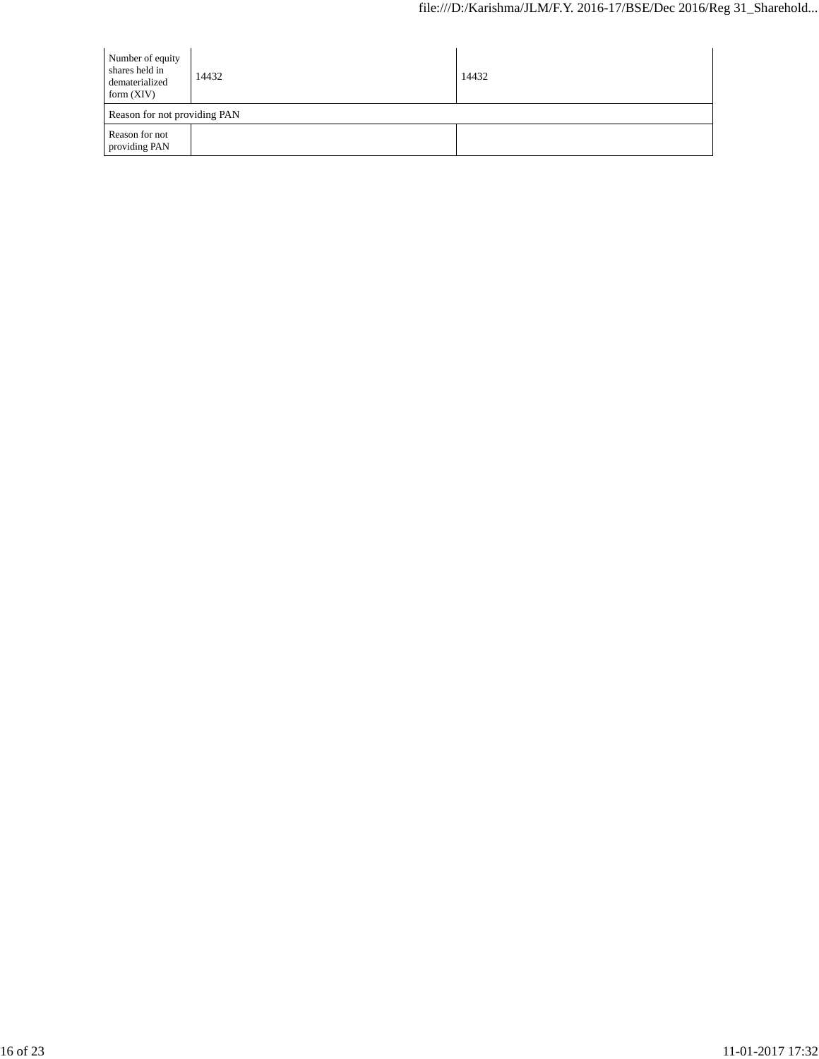| Number of equity shares held in dematerialized form (XIV) | 14432 | 14432 |
|---|---|---|
| Reason for not providing PAN | | |
| Reason for not providing PAN | | |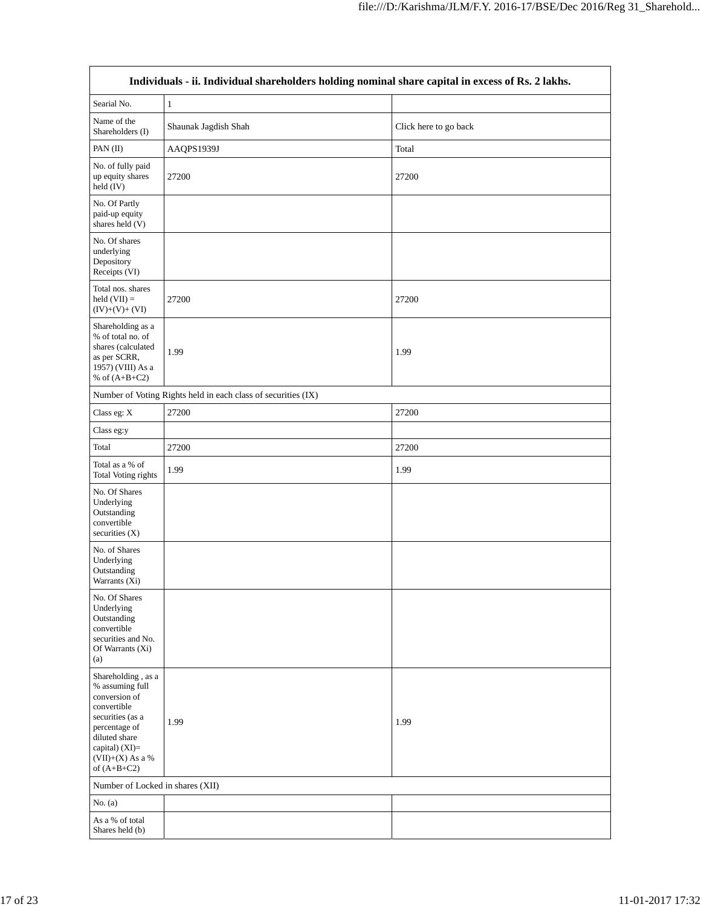| Individuals - ii. Individual shareholders holding nominal share capital in excess of Rs. 2 lakhs. | | |
|---|---|---|
| Searial No. | 1 | |
| Name of the Shareholders (I) | Shaunak Jagdish Shah | Click here to go back |
| PAN (II) | AAQPS1939J | Total |
| No. of fully paid up equity shares held (IV) | 27200 | 27200 |
| No. Of Partly paid-up equity shares held (V) | | |
| No. Of shares underlying Depository Receipts (VI) | | |
| Total nos. shares held (VII) = (IV)+(V)+ (VI) | 27200 | 27200 |
| Shareholding as a % of total no. of shares (calculated as per SCRR, 1957) (VIII) As a % of (A+B+C2) | 1.99 | 1.99 |
| Number of Voting Rights held in each class of securities (IX) | | |
| Class eg: X | 27200 | 27200 |
| Class eg:y | | |
| Total | 27200 | 27200 |
| Total as a % of Total Voting rights | 1.99 | 1.99 |
| No. Of Shares Underlying Outstanding convertible securities (X) | | |
| No. of Shares Underlying Outstanding Warrants (Xi) | | |
| No. Of Shares Underlying Outstanding convertible securities and No. Of Warrants (Xi) (a) | | |
| Shareholding , as a % assuming full conversion of convertible securities (as a percentage of diluted share capital) (XI)= (VII)+(X) As a % of (A+B+C2) | 1.99 | 1.99 |
| Number of Locked in shares (XII) | | |
| No. (a) | | |
| As a % of total Shares held (b) | | |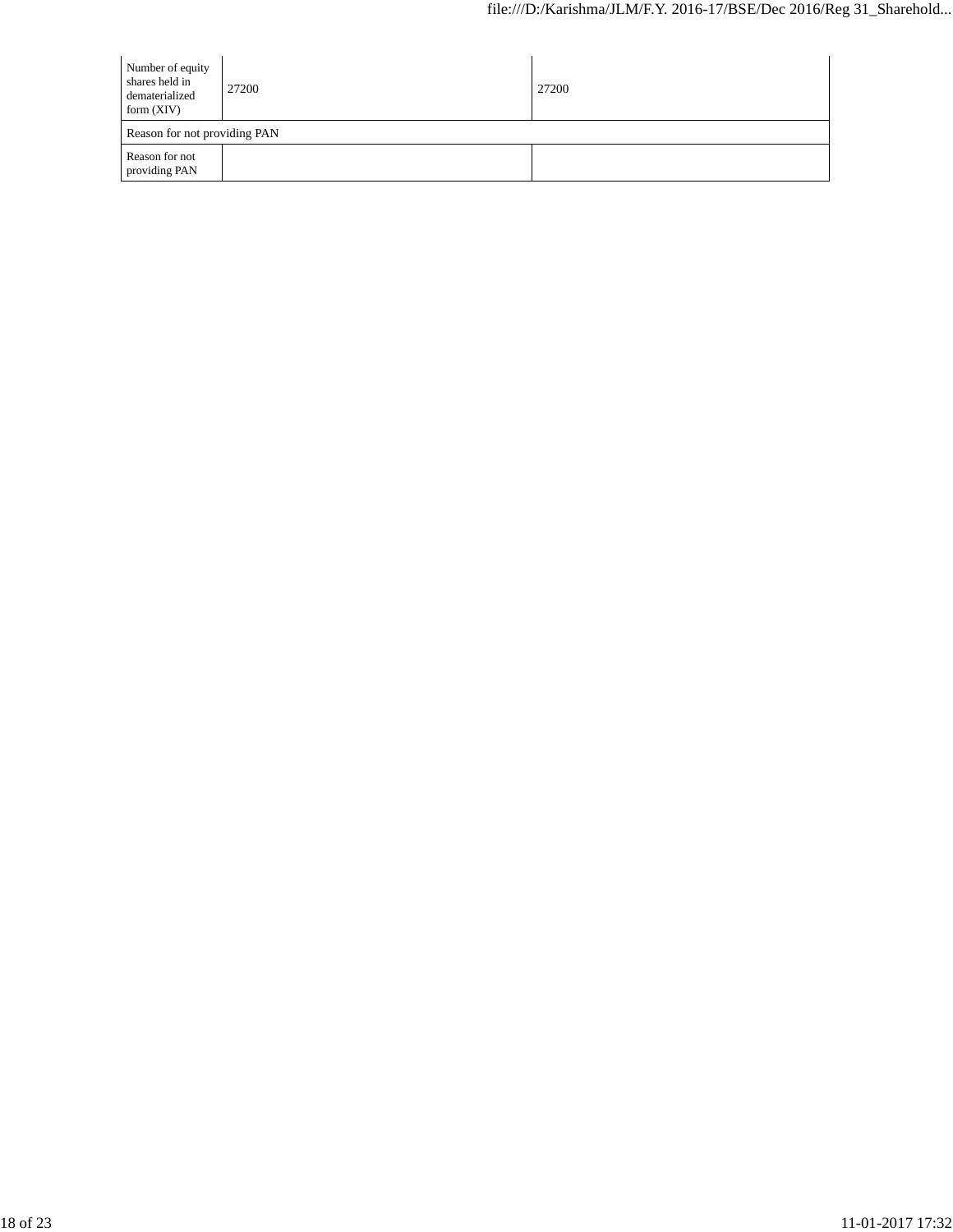| Number of equity shares held in dematerialized form (XIV) | 27200 | 27200 |
| --- | --- | --- |
| Reason for not providing PAN | | |
| Reason for not providing PAN | | |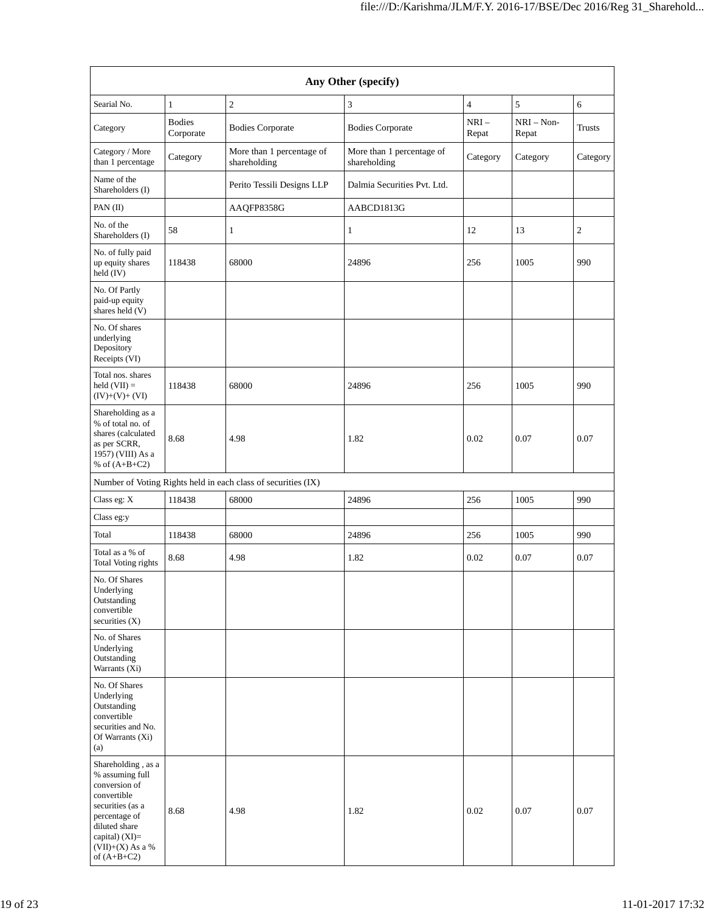| Any Other (specify) | | | | | | |
|---|---|---|---|---|---|---|
| Searial No. | 1 | 2 | 3 | 4 | 5 | 6 |
| Category | Bodies Corporate | Bodies Corporate | Bodies Corporate | NRI – Repat | NRI – Non-Repat | Trusts |
| Category / More than 1 percentage | Category | More than 1 percentage of shareholding | More than 1 percentage of shareholding | Category | Category | Category |
| Name of the Shareholders (I) | | Perito Tessili Designs LLP | Dalmia Securities Pvt. Ltd. | | | |
| PAN (II) | | AAQFP8358G | AABCD1813G | | | |
| No. of the Shareholders (I) | 58 | 1 | 1 | 12 | 13 | 2 |
| No. of fully paid up equity shares held (IV) | 118438 | 68000 | 24896 | 256 | 1005 | 990 |
| No. Of Partly paid-up equity shares held (V) | | | | | | |
| No. Of shares underlying Depository Receipts (VI) | | | | | | |
| Total nos. shares held (VII) = (IV)+(V)+ (VI) | 118438 | 68000 | 24896 | 256 | 1005 | 990 |
| Shareholding as a % of total no. of shares (calculated as per SCRR, 1957) (VIII) As a % of (A+B+C2) | 8.68 | 4.98 | 1.82 | 0.02 | 0.07 | 0.07 |
| Number of Voting Rights held in each class of securities (IX) | | | | | | |
| Class eg: X | 118438 | 68000 | 24896 | 256 | 1005 | 990 |
| Class eg:y | | | | | | |
| Total | 118438 | 68000 | 24896 | 256 | 1005 | 990 |
| Total as a % of Total Voting rights | 8.68 | 4.98 | 1.82 | 0.02 | 0.07 | 0.07 |
| No. Of Shares Underlying Outstanding convertible securities (X) | | | | | | |
| No. of Shares Underlying Outstanding Warrants (Xi) | | | | | | |
| No. Of Shares Underlying Outstanding convertible securities and No. Of Warrants (Xi) (a) | | | | | | |
| Shareholding , as a % assuming full conversion of convertible securities (as a percentage of diluted share capital) (XI)= (VII)+(X) As a % of (A+B+C2) | 8.68 | 4.98 | 1.82 | 0.02 | 0.07 | 0.07 |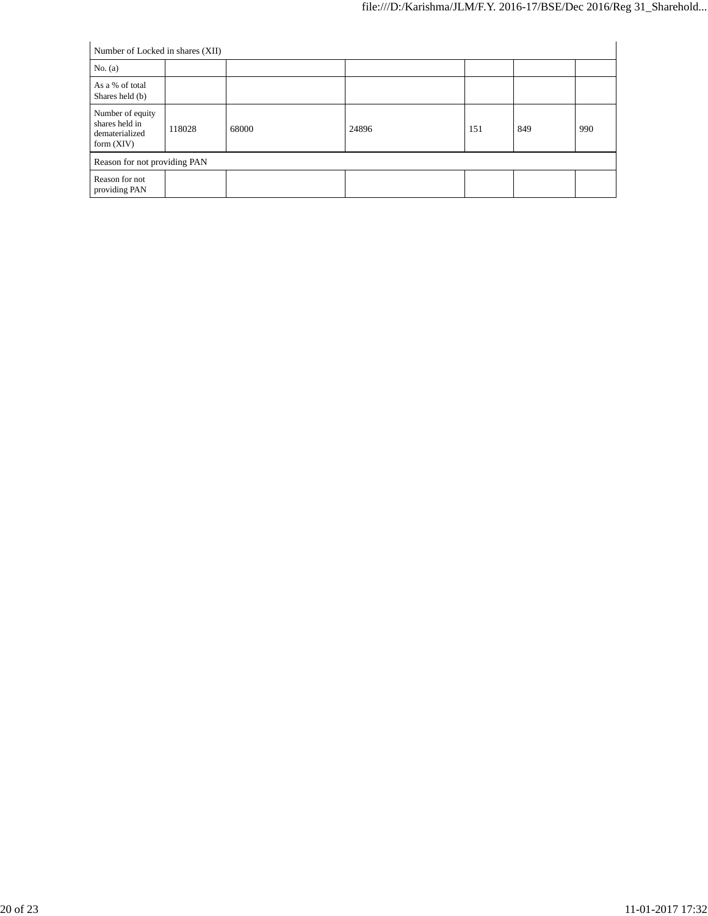| Number of Locked in shares (XII) | | | | | | |
|---|---|---|---|---|---|---|
| No. (a) | | | | | | |
| As a % of total Shares held (b) | | | | | | |
| Number of equity shares held in dematerialized form (XIV) | 118028 | 68000 | 24896 | 151 | 849 | 990 |
| Reason for not providing PAN | | | | | | |
| Reason for not providing PAN | | | | | | |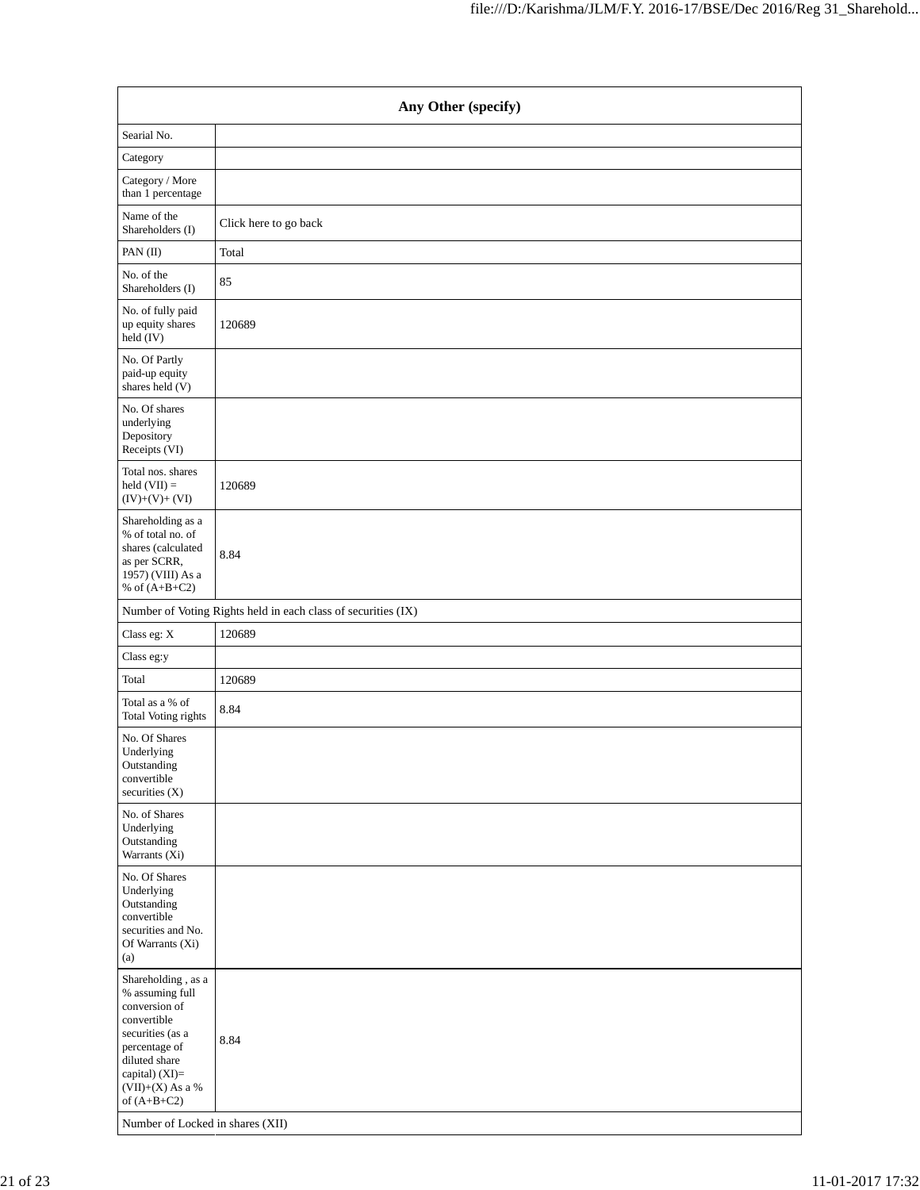| Any Other (specify) | |
|---|---|
| Searial No. | |
| Category | |
| Category / More than 1 percentage | |
| Name of the Shareholders (I) | Click here to go back |
| PAN (II) | Total |
| No. of the Shareholders (I) | 85 |
| No. of fully paid up equity shares held (IV) | 120689 |
| No. Of Partly paid-up equity shares held (V) | |
| No. Of shares underlying Depository Receipts (VI) | |
| Total nos. shares held (VII) = (IV)+(V)+ (VI) | 120689 |
| Shareholding as a % of total no. of shares (calculated as per SCRR, 1957) (VIII) As a % of (A+B+C2) | 8.84 |
| Number of Voting Rights held in each class of securities (IX) | |
| Class eg: X | 120689 |
| Class eg:y | |
| Total | 120689 |
| Total as a % of Total Voting rights | 8.84 |
| No. Of Shares Underlying Outstanding convertible securities (X) | |
| No. of Shares Underlying Outstanding Warrants (Xi) | |
| No. Of Shares Underlying Outstanding convertible securities and No. Of Warrants (Xi) (a) | |
| Shareholding , as a % assuming full conversion of convertible securities (as a percentage of diluted share capital) (XI)= (VII)+(X) As a % of (A+B+C2) | 8.84 |
| Number of Locked in shares (XII) | |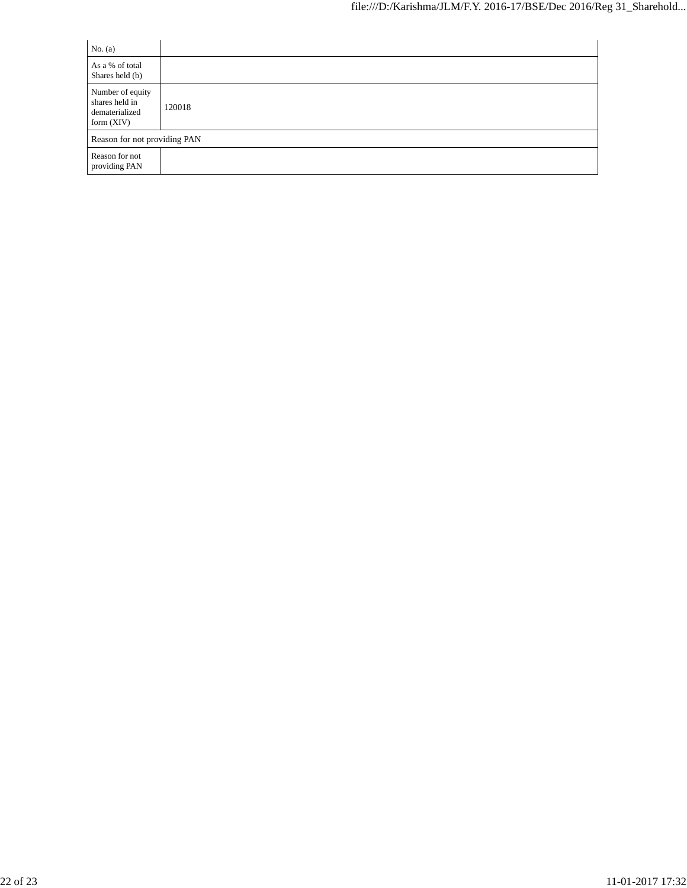| No. (a) | |
|---|---|
| As a % of total Shares held (b) | |
| Number of equity shares held in dematerialized form (XIV) | 120018 |
| Reason for not providing PAN | |
| Reason for not providing PAN | |